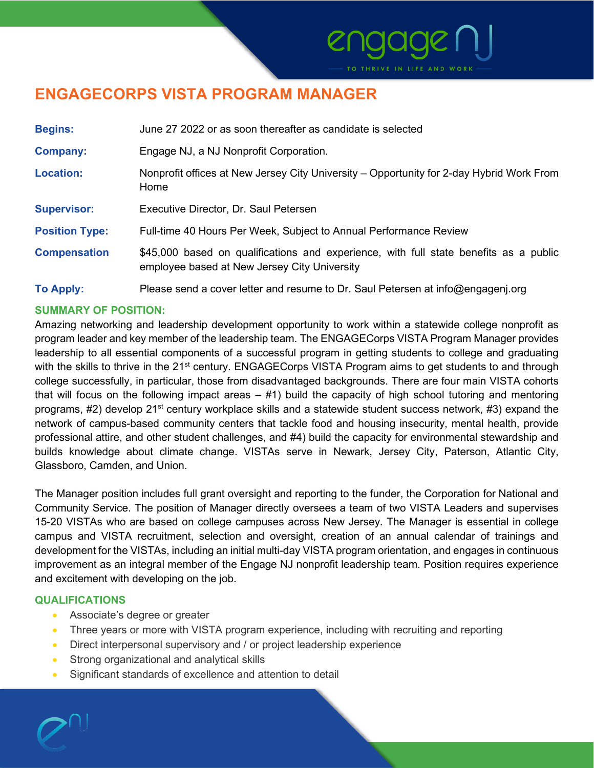# ENGAGECORPS VISTA PROGRAM MANAGER

| | |
|---|---|
| **Begins:** | June 27 2022 or as soon thereafter as candidate is selected |
| **Company:** | Engage NJ, a NJ Nonprofit Corporation. |
| **Location:** | Nonprofit offices at New Jersey City University – Opportunity for 2-day Hybrid Work From Home |
| **Supervisor:** | Executive Director, Dr. Saul Petersen |
| **Position Type:** | Full-time 40 Hours Per Week, Subject to Annual Performance Review |
| **Compensation** | $45,000 based on qualifications and experience, with full state benefits as a public employee based at New Jersey City University |
| **To Apply:** | Please send a cover letter and resume to Dr. Saul Petersen at info@engagenj.org |

## SUMMARY OF POSITION:

Amazing networking and leadership development opportunity to work within a statewide college nonprofit as program leader and key member of the leadership team. The ENGAGECorps VISTA Program Manager provides leadership to all essential components of a successful program in getting students to college and graduating with the skills to thrive in the 21st century. ENGAGECorps VISTA Program aims to get students to and through college successfully, in particular, those from disadvantaged backgrounds. There are four main VISTA cohorts that will focus on the following impact areas – #1) build the capacity of high school tutoring and mentoring programs, #2) develop 21st century workplace skills and a statewide student success network, #3) expand the network of campus-based community centers that tackle food and housing insecurity, mental health, provide professional attire, and other student challenges, and #4) build the capacity for environmental stewardship and builds knowledge about climate change. VISTAs serve in Newark, Jersey City, Paterson, Atlantic City, Glassboro, Camden, and Union.

The Manager position includes full grant oversight and reporting to the funder, the Corporation for National and Community Service. The position of Manager directly oversees a team of two VISTA Leaders and supervises 15-20 VISTAs who are based on college campuses across New Jersey. The Manager is essential in college campus and VISTA recruitment, selection and oversight, creation of an annual calendar of trainings and development for the VISTAs, including an initial multi-day VISTA program orientation, and engages in continuous improvement as an integral member of the Engage NJ nonprofit leadership team. Position requires experience and excitement with developing on the job.

## QUALIFICATIONS

- Associate's degree or greater
- Three years or more with VISTA program experience, including with recruiting and reporting
- Direct interpersonal supervisory and / or project leadership experience
- Strong organizational and analytical skills
- Significant standards of excellence and attention to detail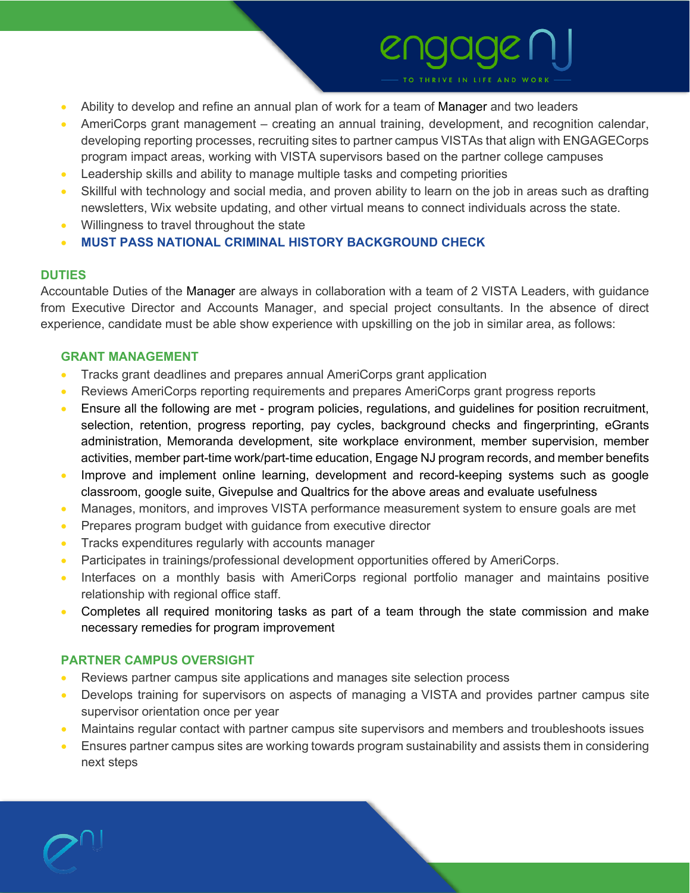- Ability to develop and refine an annual plan of work for a team of Manager and two leaders
- AmeriCorps grant management – creating an annual training, development, and recognition calendar, developing reporting processes, recruiting sites to partner campus VISTAs that align with ENGAGECorps program impact areas, working with VISTA supervisors based on the partner college campuses
- Leadership skills and ability to manage multiple tasks and competing priorities
- Skillful with technology and social media, and proven ability to learn on the job in areas such as drafting newsletters, Wix website updating, and other virtual means to connect individuals across the state.
- Willingness to travel throughout the state
- **MUST PASS NATIONAL CRIMINAL HISTORY BACKGROUND CHECK**

## DUTIES

Accountable Duties of the Manager are always in collaboration with a team of 2 VISTA Leaders, with guidance from Executive Director and Accounts Manager, and special project consultants. In the absence of direct experience, candidate must be able show experience with upskilling on the job in similar area, as follows:

### GRANT MANAGEMENT

- Tracks grant deadlines and prepares annual AmeriCorps grant application
- Reviews AmeriCorps reporting requirements and prepares AmeriCorps grant progress reports
- Ensure all the following are met - program policies, regulations, and guidelines for position recruitment, selection, retention, progress reporting, pay cycles, background checks and fingerprinting, eGrants administration, Memoranda development, site workplace environment, member supervision, member activities, member part-time work/part-time education, Engage NJ program records, and member benefits
- Improve and implement online learning, development and record-keeping systems such as google classroom, google suite, Givepulse and Qualtrics for the above areas and evaluate usefulness
- Manages, monitors, and improves VISTA performance measurement system to ensure goals are met
- Prepares program budget with guidance from executive director
- Tracks expenditures regularly with accounts manager
- Participates in trainings/professional development opportunities offered by AmeriCorps.
- Interfaces on a monthly basis with AmeriCorps regional portfolio manager and maintains positive relationship with regional office staff.
- Completes all required monitoring tasks as part of a team through the state commission and make necessary remedies for program improvement

### PARTNER CAMPUS OVERSIGHT

- Reviews partner campus site applications and manages site selection process
- Develops training for supervisors on aspects of managing a VISTA and provides partner campus site supervisor orientation once per year
- Maintains regular contact with partner campus site supervisors and members and troubleshoots issues
- Ensures partner campus sites are working towards program sustainability and assists them in considering next steps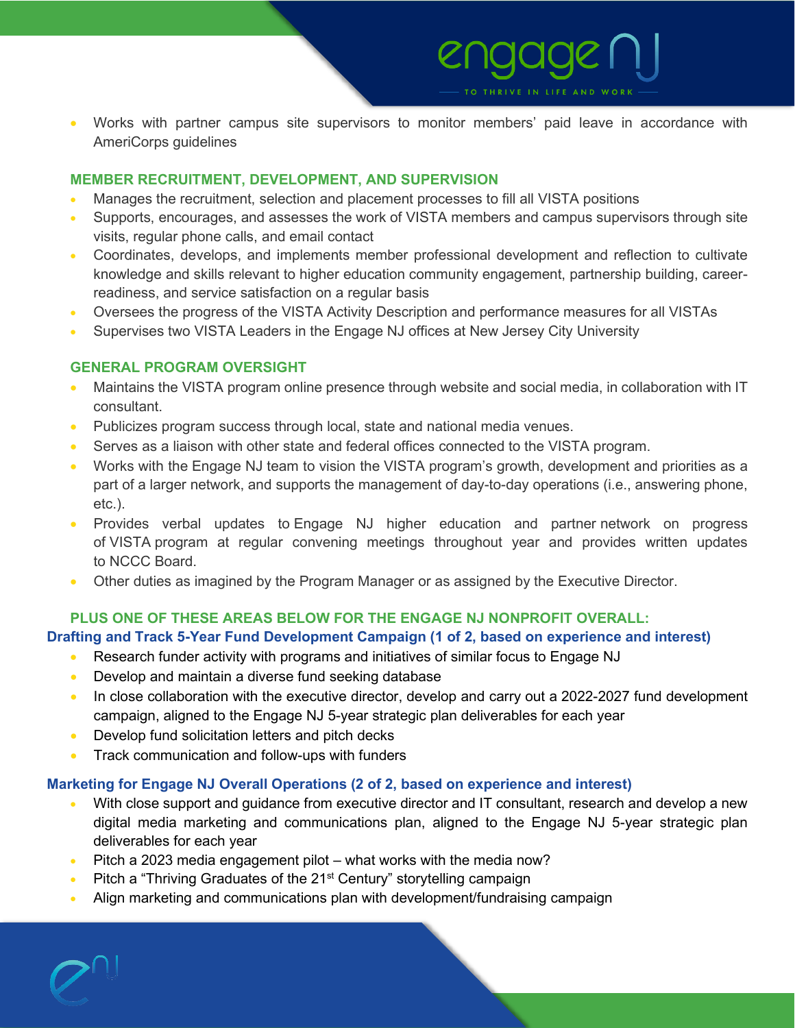- Works with partner campus site supervisors to monitor members' paid leave in accordance with AmeriCorps guidelines

### MEMBER RECRUITMENT, DEVELOPMENT, AND SUPERVISION

- Manages the recruitment, selection and placement processes to fill all VISTA positions
- Supports, encourages, and assesses the work of VISTA members and campus supervisors through site visits, regular phone calls, and email contact
- Coordinates, develops, and implements member professional development and reflection to cultivate knowledge and skills relevant to higher education community engagement, partnership building, career-readiness, and service satisfaction on a regular basis
- Oversees the progress of the VISTA Activity Description and performance measures for all VISTAs
- Supervises two VISTA Leaders in the Engage NJ offices at New Jersey City University

### GENERAL PROGRAM OVERSIGHT

- Maintains the VISTA program online presence through website and social media, in collaboration with IT consultant.
- Publicizes program success through local, state and national media venues.
- Serves as a liaison with other state and federal offices connected to the VISTA program.
- Works with the Engage NJ team to vision the VISTA program's growth, development and priorities as a part of a larger network, and supports the management of day-to-day operations (i.e., answering phone, etc.).
- Provides verbal updates to Engage NJ higher education and partner network on progress of VISTA program at regular convening meetings throughout year and provides written updates to NCCC Board.
- Other duties as imagined by the Program Manager or as assigned by the Executive Director.

### PLUS ONE OF THESE AREAS BELOW FOR THE ENGAGE NJ NONPROFIT OVERALL:

#### Drafting and Track 5-Year Fund Development Campaign (1 of 2, based on experience and interest)

- Research funder activity with programs and initiatives of similar focus to Engage NJ
- Develop and maintain a diverse fund seeking database
- In close collaboration with the executive director, develop and carry out a 2022-2027 fund development campaign, aligned to the Engage NJ 5-year strategic plan deliverables for each year
- Develop fund solicitation letters and pitch decks
- Track communication and follow-ups with funders

#### Marketing for Engage NJ Overall Operations (2 of 2, based on experience and interest)

- With close support and guidance from executive director and IT consultant, research and develop a new digital media marketing and communications plan, aligned to the Engage NJ 5-year strategic plan deliverables for each year
- Pitch a 2023 media engagement pilot – what works with the media now?
- Pitch a "Thriving Graduates of the 21st Century" storytelling campaign
- Align marketing and communications plan with development/fundraising campaign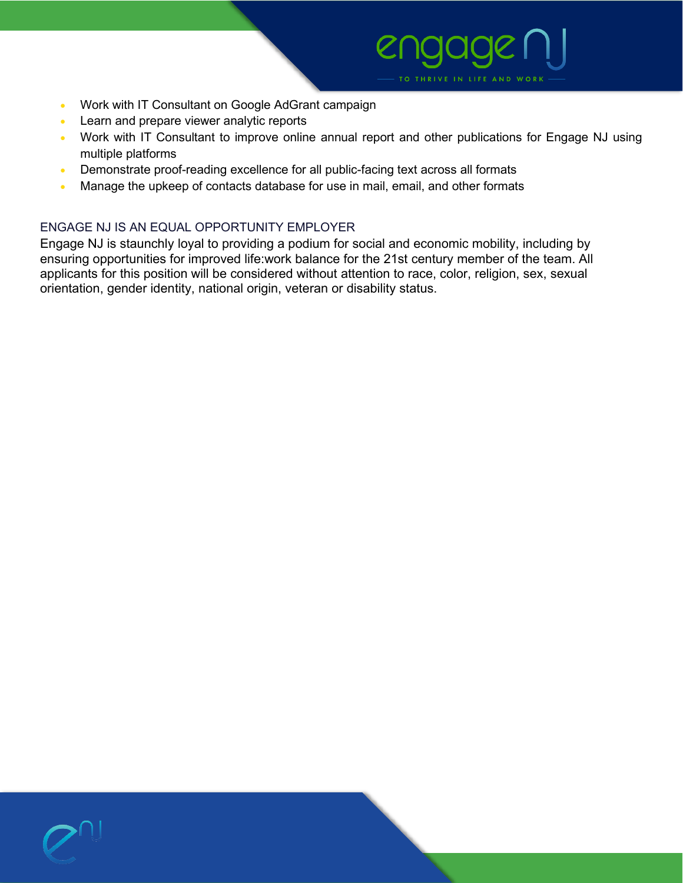- Work with IT Consultant on Google AdGrant campaign
- Learn and prepare viewer analytic reports
- Work with IT Consultant to improve online annual report and other publications for Engage NJ using multiple platforms
- Demonstrate proof-reading excellence for all public-facing text across all formats
- Manage the upkeep of contacts database for use in mail, email, and other formats

## ENGAGE NJ IS AN EQUAL OPPORTUNITY EMPLOYER

Engage NJ is staunchly loyal to providing a podium for social and economic mobility, including by ensuring opportunities for improved life:work balance for the 21st century member of the team. All applicants for this position will be considered without attention to race, color, religion, sex, sexual orientation, gender identity, national origin, veteran or disability status.